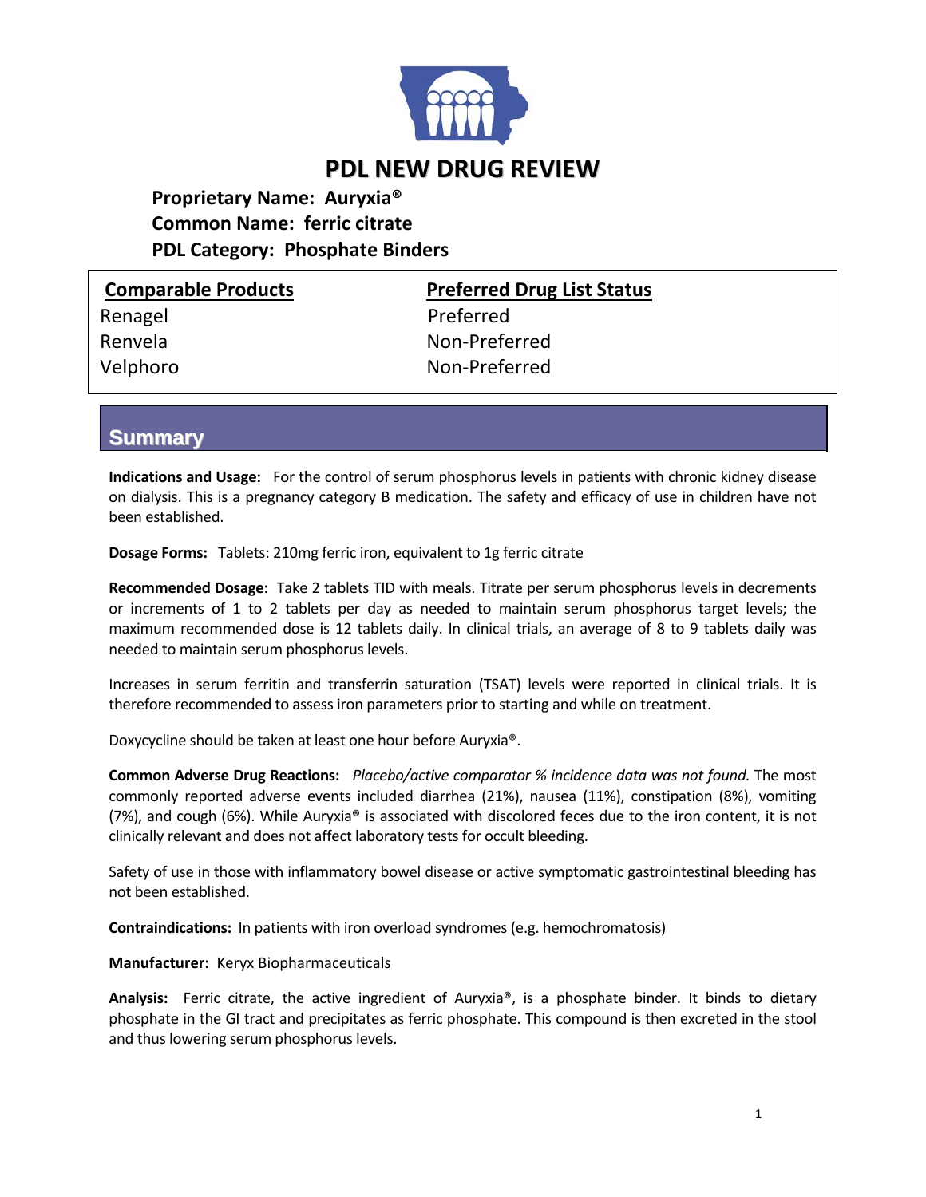# PDL NEW DRUG REVIEW

**Proprietary Name: Auryxia®**
**Common Name: ferric citrate**
**PDL Category: Phosphate Binders**

| Comparable Products | Preferred Drug List Status |
| --- | --- |
| Renagel | Preferred |
| Renvela | Non-Preferred |
| Velphoro | Non-Preferred |

## Summary

**Indications and Usage:** For the control of serum phosphorus levels in patients with chronic kidney disease on dialysis. This is a pregnancy category B medication. The safety and efficacy of use in children have not been established.

**Dosage Forms:** Tablets: 210mg ferric iron, equivalent to 1g ferric citrate

**Recommended Dosage:** Take 2 tablets TID with meals. Titrate per serum phosphorus levels in decrements or increments of 1 to 2 tablets per day as needed to maintain serum phosphorus target levels; the maximum recommended dose is 12 tablets daily. In clinical trials, an average of 8 to 9 tablets daily was needed to maintain serum phosphorus levels.

Increases in serum ferritin and transferrin saturation (TSAT) levels were reported in clinical trials. It is therefore recommended to assess iron parameters prior to starting and while on treatment.

Doxycycline should be taken at least one hour before Auryxia®.

**Common Adverse Drug Reactions:** *Placebo/active comparator % incidence data was not found.* The most commonly reported adverse events included diarrhea (21%), nausea (11%), constipation (8%), vomiting (7%), and cough (6%). While Auryxia® is associated with discolored feces due to the iron content, it is not clinically relevant and does not affect laboratory tests for occult bleeding.

Safety of use in those with inflammatory bowel disease or active symptomatic gastrointestinal bleeding has not been established.

**Contraindications:** In patients with iron overload syndromes (e.g. hemochromatosis)

**Manufacturer:** Keryx Biopharmaceuticals

**Analysis:** Ferric citrate, the active ingredient of Auryxia®, is a phosphate binder. It binds to dietary phosphate in the GI tract and precipitates as ferric phosphate. This compound is then excreted in the stool and thus lowering serum phosphorus levels.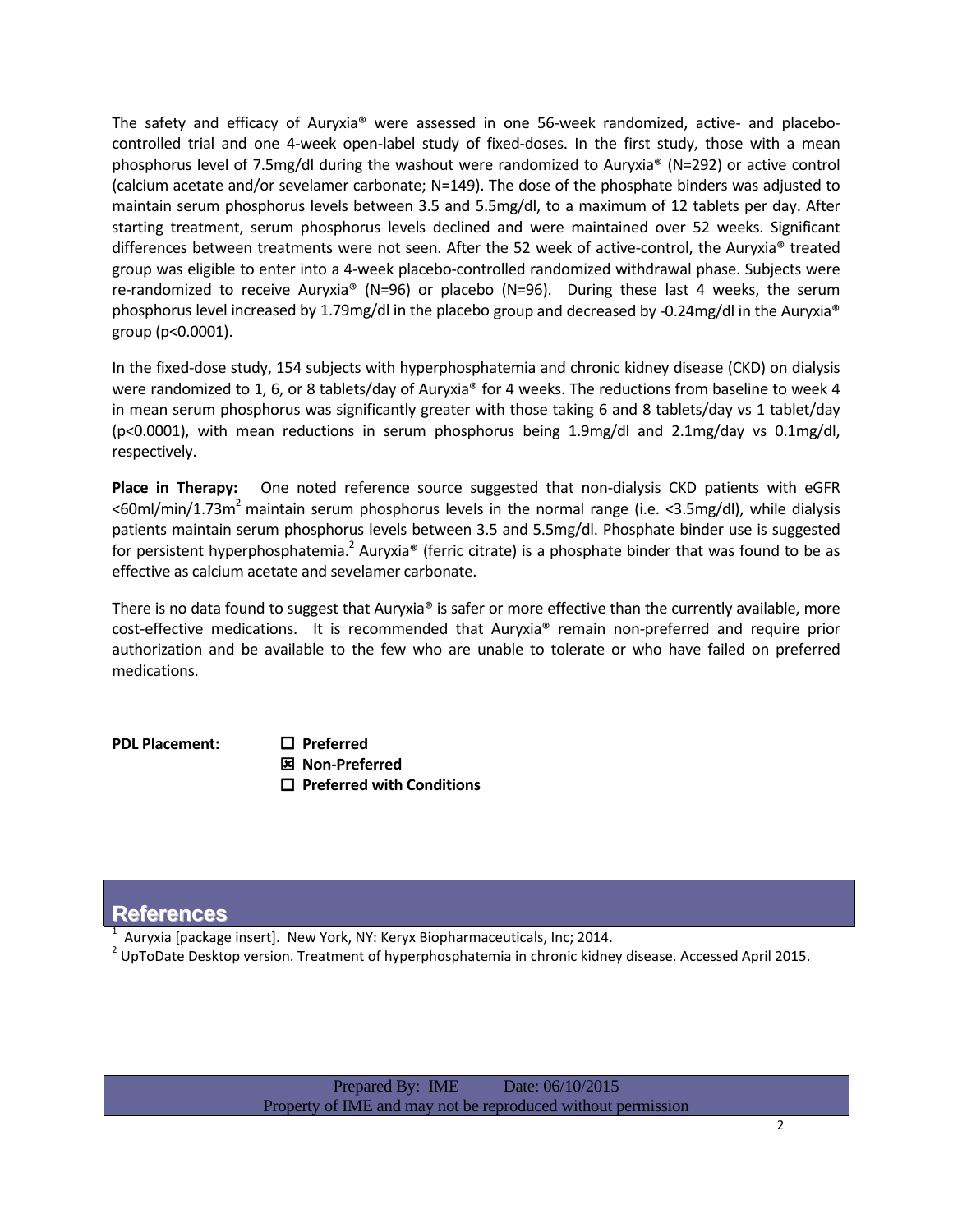The safety and efficacy of Auryxia® were assessed in one 56-week randomized, active- and placebo-controlled trial and one 4-week open-label study of fixed-doses. In the first study, those with a mean phosphorus level of 7.5mg/dl during the washout were randomized to Auryxia® (N=292) or active control (calcium acetate and/or sevelamer carbonate; N=149). The dose of the phosphate binders was adjusted to maintain serum phosphorus levels between 3.5 and 5.5mg/dl, to a maximum of 12 tablets per day. After starting treatment, serum phosphorus levels declined and were maintained over 52 weeks. Significant differences between treatments were not seen. After the 52 week of active-control, the Auryxia® treated group was eligible to enter into a 4-week placebo-controlled randomized withdrawal phase. Subjects were re-randomized to receive Auryxia® (N=96) or placebo (N=96). During these last 4 weeks, the serum phosphorus level increased by 1.79mg/dl in the placebo group and decreased by -0.24mg/dl in the Auryxia® group ($p<0.0001$).

In the fixed-dose study, 154 subjects with hyperphosphatemia and chronic kidney disease (CKD) on dialysis were randomized to 1, 6, or 8 tablets/day of Auryxia® for 4 weeks. The reductions from baseline to week 4 in mean serum phosphorus was significantly greater with those taking 6 and 8 tablets/day vs 1 tablet/day ($p<0.0001$), with mean reductions in serum phosphorus being 1.9mg/dl and 2.1mg/day vs 0.1mg/dl, respectively.

**Place in Therapy:** One noted reference source suggested that non-dialysis CKD patients with eGFR <60ml/min/1.73m$^2$ maintain serum phosphorus levels in the normal range (i.e. <3.5mg/dl), while dialysis patients maintain serum phosphorus levels between 3.5 and 5.5mg/dl. Phosphate binder use is suggested for persistent hyperphosphatemia.[2] Auryxia® (ferric citrate) is a phosphate binder that was found to be as effective as calcium acetate and sevelamer carbonate.

There is no data found to suggest that Auryxia® is safer or more effective than the currently available, more cost-effective medications. It is recommended that Auryxia® remain non-preferred and require prior authorization and be available to the few who are unable to tolerate or who have failed on preferred medications.

**PDL Placement:**

- ☐ **Preferred**
- ☒ **Non-Preferred**
- ☐ **Preferred with Conditions**

## References

[1] Auryxia [package insert]. New York, NY: Keryx Biopharmaceuticals, Inc; 2014.

[2] UpToDate Desktop version. Treatment of hyperphosphatemia in chronic kidney disease. Accessed April 2015.

Prepared By: IME Date: 06/10/2015
Property of IME and may not be reproduced without permission